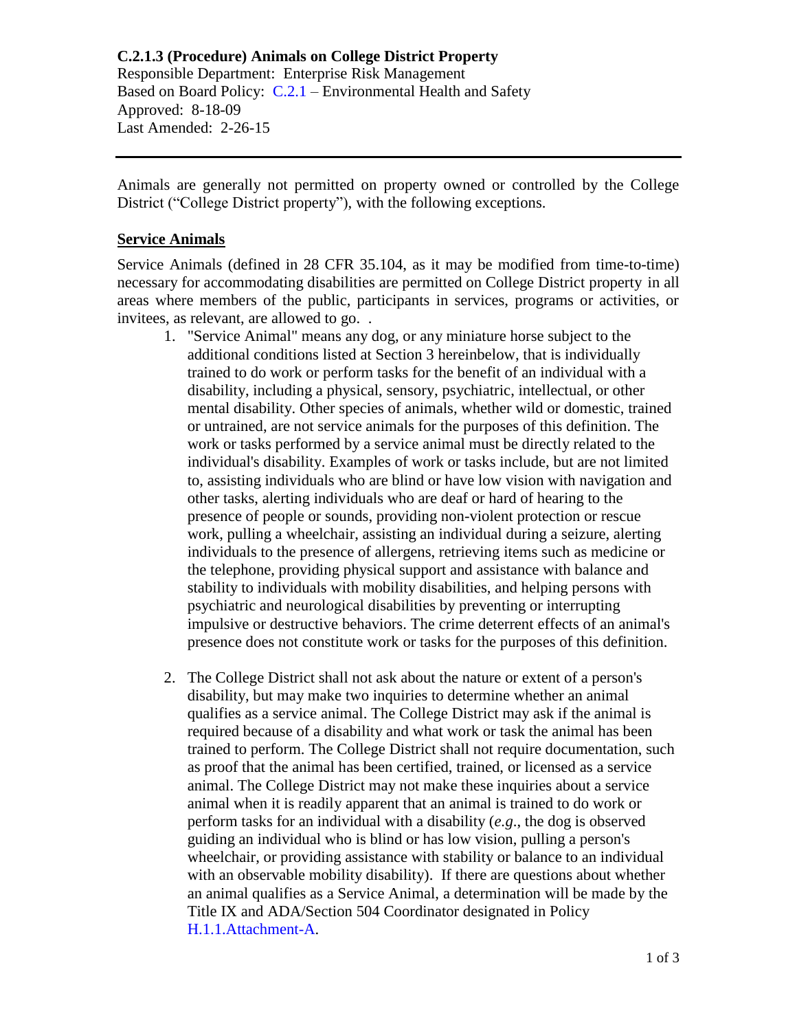**C.2.1.3 (Procedure) Animals on College District Property**
Responsible Department: Enterprise Risk Management
Based on Board Policy: C.2.1 – Environmental Health and Safety
Approved: 8-18-09
Last Amended: 2-26-15

---

Animals are generally not permitted on property owned or controlled by the College District ("College District property"), with the following exceptions.

**Service Animals**

Service Animals (defined in 28 CFR 35.104, as it may be modified from time-to-time) necessary for accommodating disabilities are permitted on College District property in all areas where members of the public, participants in services, programs or activities, or invitees, as relevant, are allowed to go. .

1. "Service Animal" means any dog, or any miniature horse subject to the additional conditions listed at Section 3 hereinbelow, that is individually trained to do work or perform tasks for the benefit of an individual with a disability, including a physical, sensory, psychiatric, intellectual, or other mental disability. Other species of animals, whether wild or domestic, trained or untrained, are not service animals for the purposes of this definition. The work or tasks performed by a service animal must be directly related to the individual's disability. Examples of work or tasks include, but are not limited to, assisting individuals who are blind or have low vision with navigation and other tasks, alerting individuals who are deaf or hard of hearing to the presence of people or sounds, providing non-violent protection or rescue work, pulling a wheelchair, assisting an individual during a seizure, alerting individuals to the presence of allergens, retrieving items such as medicine or the telephone, providing physical support and assistance with balance and stability to individuals with mobility disabilities, and helping persons with psychiatric and neurological disabilities by preventing or interrupting impulsive or destructive behaviors. The crime deterrent effects of an animal's presence does not constitute work or tasks for the purposes of this definition.

2. The College District shall not ask about the nature or extent of a person's disability, but may make two inquiries to determine whether an animal qualifies as a service animal. The College District may ask if the animal is required because of a disability and what work or task the animal has been trained to perform. The College District shall not require documentation, such as proof that the animal has been certified, trained, or licensed as a service animal. The College District may not make these inquiries about a service animal when it is readily apparent that an animal is trained to do work or perform tasks for an individual with a disability (*e.g*., the dog is observed guiding an individual who is blind or has low vision, pulling a person's wheelchair, or providing assistance with stability or balance to an individual with an observable mobility disability). If there are questions about whether an animal qualifies as a Service Animal, a determination will be made by the Title IX and ADA/Section 504 Coordinator designated in Policy H.1.1.Attachment-A.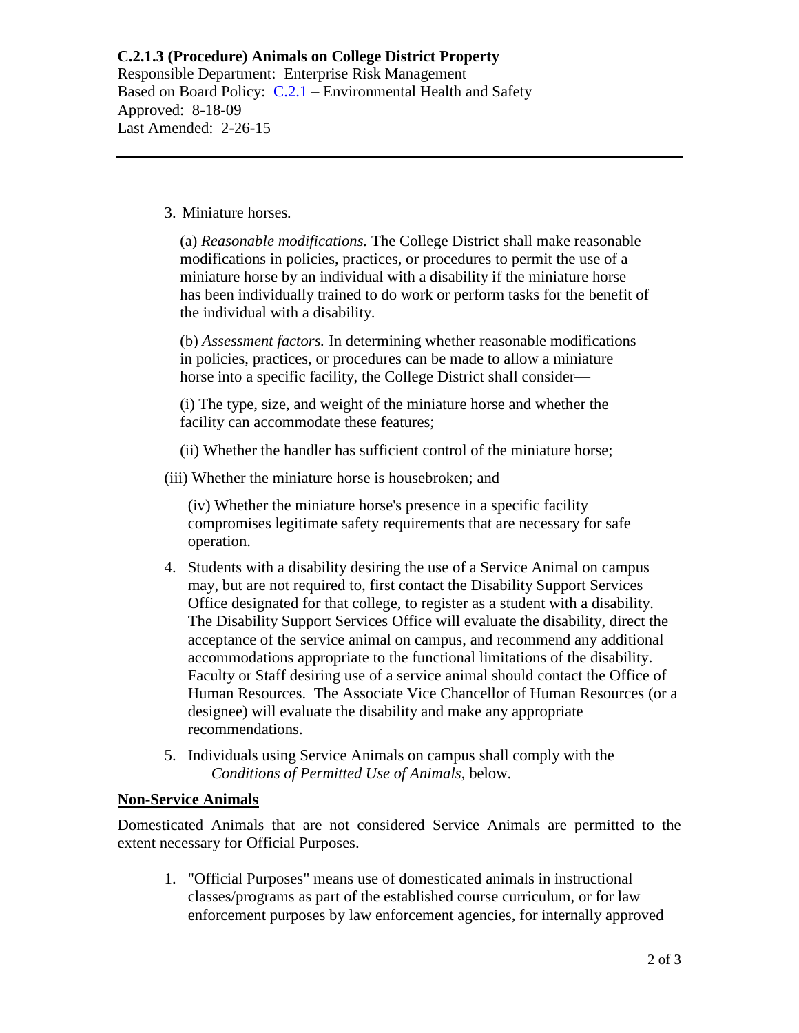3. Miniature horses.

   (a) *Reasonable modifications.* The College District shall make reasonable modifications in policies, practices, or procedures to permit the use of a miniature horse by an individual with a disability if the miniature horse has been individually trained to do work or perform tasks for the benefit of the individual with a disability.

   (b) *Assessment factors.* In determining whether reasonable modifications in policies, practices, or procedures can be made to allow a miniature horse into a specific facility, the College District shall consider—

   (i) The type, size, and weight of the miniature horse and whether the facility can accommodate these features;

   (ii) Whether the handler has sufficient control of the miniature horse;

   (iii) Whether the miniature horse is housebroken; and

   (iv) Whether the miniature horse's presence in a specific facility compromises legitimate safety requirements that are necessary for safe operation.

4. Students with a disability desiring the use of a Service Animal on campus may, but are not required to, first contact the Disability Support Services Office designated for that college, to register as a student with a disability. The Disability Support Services Office will evaluate the disability, direct the acceptance of the service animal on campus, and recommend any additional accommodations appropriate to the functional limitations of the disability. Faculty or Staff desiring use of a service animal should contact the Office of Human Resources. The Associate Vice Chancellor of Human Resources (or a designee) will evaluate the disability and make any appropriate recommendations.

5. Individuals using Service Animals on campus shall comply with the *Conditions of Permitted Use of Animals*, below.

## Non-Service Animals

Domesticated Animals that are not considered Service Animals are permitted to the extent necessary for Official Purposes.

1. "Official Purposes" means use of domesticated animals in instructional classes/programs as part of the established course curriculum, or for law enforcement purposes by law enforcement agencies, for internally approved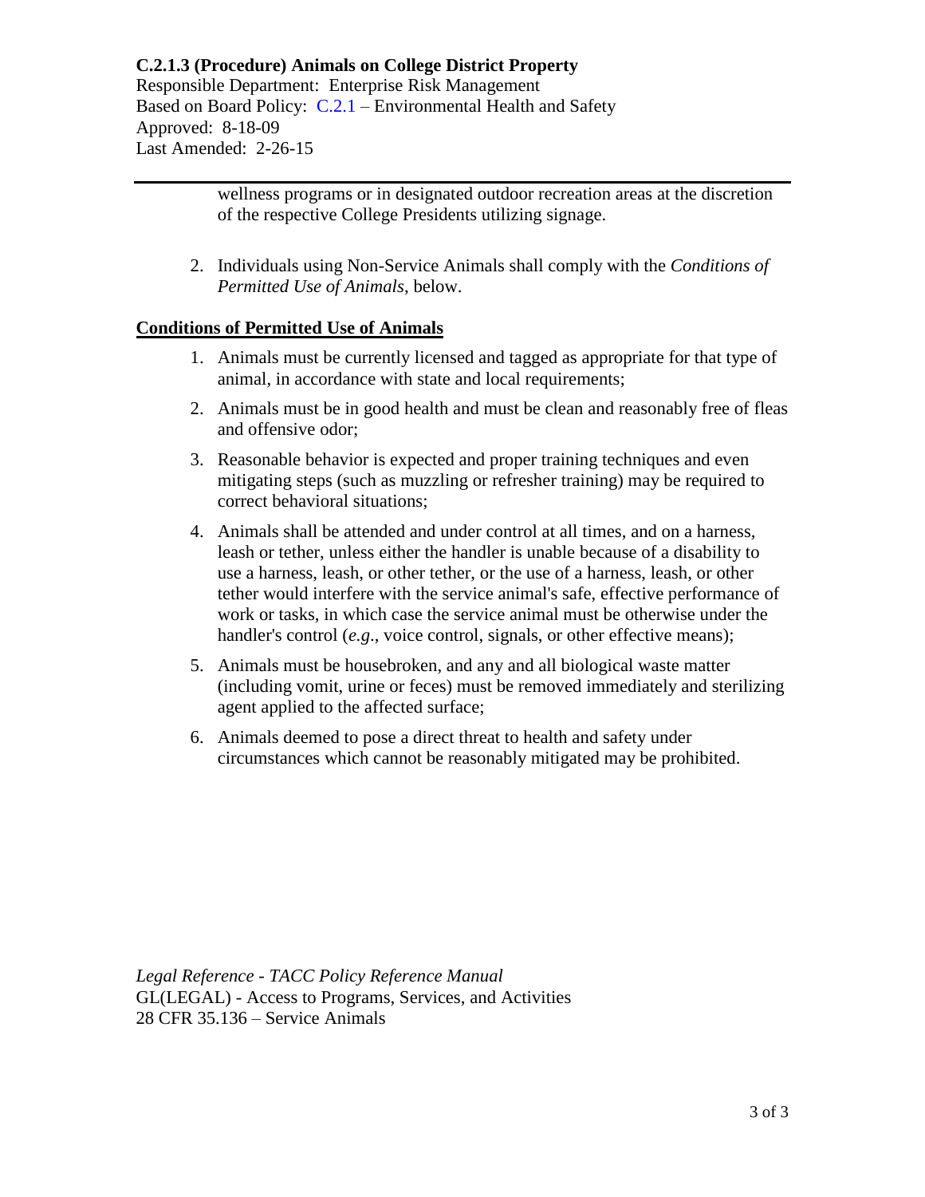wellness programs or in designated outdoor recreation areas at the discretion of the respective College Presidents utilizing signage.

2. Individuals using Non-Service Animals shall comply with the *Conditions of Permitted Use of Animals*, below.

**Conditions of Permitted Use of Animals**

1. Animals must be currently licensed and tagged as appropriate for that type of animal, in accordance with state and local requirements;
2. Animals must be in good health and must be clean and reasonably free of fleas and offensive odor;
3. Reasonable behavior is expected and proper training techniques and even mitigating steps (such as muzzling or refresher training) may be required to correct behavioral situations;
4. Animals shall be attended and under control at all times, and on a harness, leash or tether, unless either the handler is unable because of a disability to use a harness, leash, or other tether, or the use of a harness, leash, or other tether would interfere with the service animal's safe, effective performance of work or tasks, in which case the service animal must be otherwise under the handler's control (*e.g*., voice control, signals, or other effective means);
5. Animals must be housebroken, and any and all biological waste matter (including vomit, urine or feces) must be removed immediately and sterilizing agent applied to the affected surface;
6. Animals deemed to pose a direct threat to health and safety under circumstances which cannot be reasonably mitigated may be prohibited.

*Legal Reference - TACC Policy Reference Manual*
GL(LEGAL) - Access to Programs, Services, and Activities
28 CFR 35.136 – Service Animals